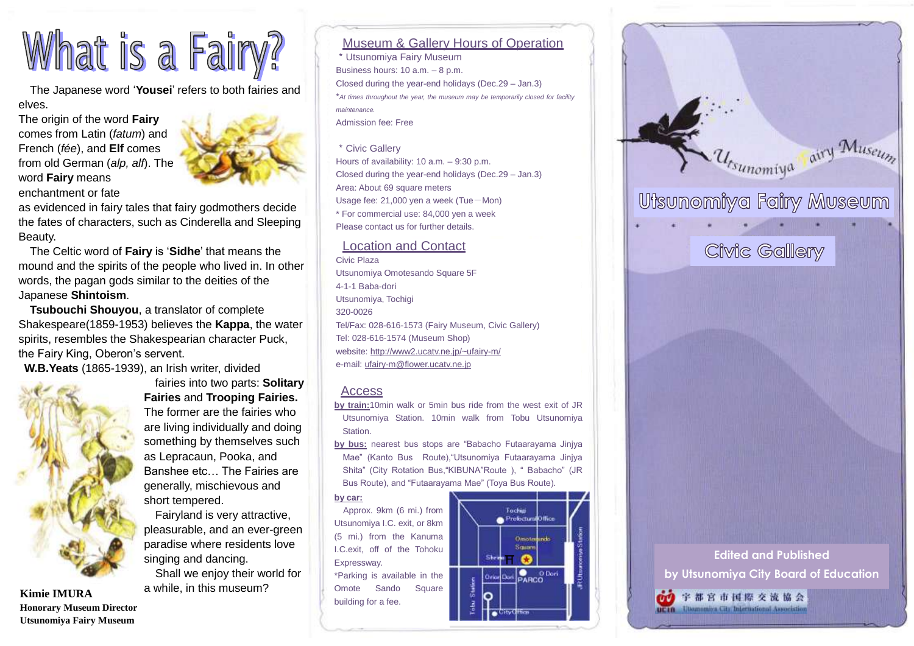# What is a Fairy?

The Japanese word '**Yousei**' refers to both fairies and elves.

The origin of the word **Fairy** comes from Latin (*fatum*) and French (*fée*), and **Elf** comes from old German (*alp, alf*). The word **Fairy** means enchantment or fate as evidenced in fairy tales that fairy godmothers decide the fates of characters, such as Cinderella and Sleeping Beauty.

The Celtic word of **Fairy** is '**Sidhe**' that means the mound and the spirits of the people who lived in. In other words, the pagan gods similar to the deities of the Japanese **Shintoism**.

**Tsubouchi Shouyou**, a translator of complete Shakespeare(1859-1953) believes the **Kappa**, the water spirits, resembles the Shakespearian character Puck, the Fairy King, Oberon's servent.

**W.B.Yeats** (1865-1939), an Irish writer, divided fairies into two parts: **Solitary Fairies** and **Trooping Fairies.** The former are the fairies who are living individually and doing something by themselves such as Lepracaun, Pooka, and Banshee etc… The Fairies are generally, mischievous and short tempered.

Fairyland is very attractive, pleasurable, and an ever-green paradise where residents love singing and dancing.

Shall we enjoy their world for a while, in this museum?

**Kimie IMURA**
**Honorary Museum Director**
**Utsunomiya Fairy Museum**

## Museum & Gallery Hours of Operation

\* Utsunomiya Fairy Museum

Business hours: 10 a.m. – 8 p.m.

Closed during the year-end holidays (Dec.29 – Jan.3)

\**At times throughout the year, the museum may be temporarily closed for facility maintenance.*

Admission fee: Free

\* Civic Gallery

Hours of availability: 10 a.m. – 9:30 p.m.

Closed during the year-end holidays (Dec.29 – Jan.3)

Area: About 69 square meters

Usage fee: 21,000 yen a week (Tue－Mon)

\* For commercial use: 84,000 yen a week

Please contact us for further details.

## Location and Contact

Civic Plaza
Utsunomiya Omotesando Square 5F
4-1-1 Baba-dori
Utsunomiya, Tochigi
320-0026
Tel/Fax: 028-616-1573 (Fairy Museum, Civic Gallery)
Tel: 028-616-1574 (Museum Shop)
website: http://www2.ucatv.ne.jp/~ufairy-m/
e-mail: ufairy-m@flower.ucatv.ne.jp

## Access

**by train:** 10min walk or 5min bus ride from the west exit of JR Utsunomiya Station. 10min walk from Tobu Utsunomiya Station.

**by bus:** nearest bus stops are "Babacho Futaarayama Jinjya Mae" (Kanto Bus Route),"Utsunomiya Futaarayama Jinjya Shita" (City Rotation Bus,"KIBUNA"Route ), " Babacho" (JR Bus Route), and "Futaarayama Mae" (Toya Bus Route).

**by car:**
Approx. 9km (6 mi.) from Utsunomiya I.C. exit, or 8km (5 mi.) from the Kanuma I.C.exit, off of the Tohoku Expressway.
\*Parking is available in the Omote Sando Square building for a fee.

Utsunomiya Fairy Museum

# Utsunomiya Fairy Museum

## Civic Gallery

**Edited and Published by Utsunomiya City Board of Education**

宇都宮市国際交流協会
Utsunomiya City International Association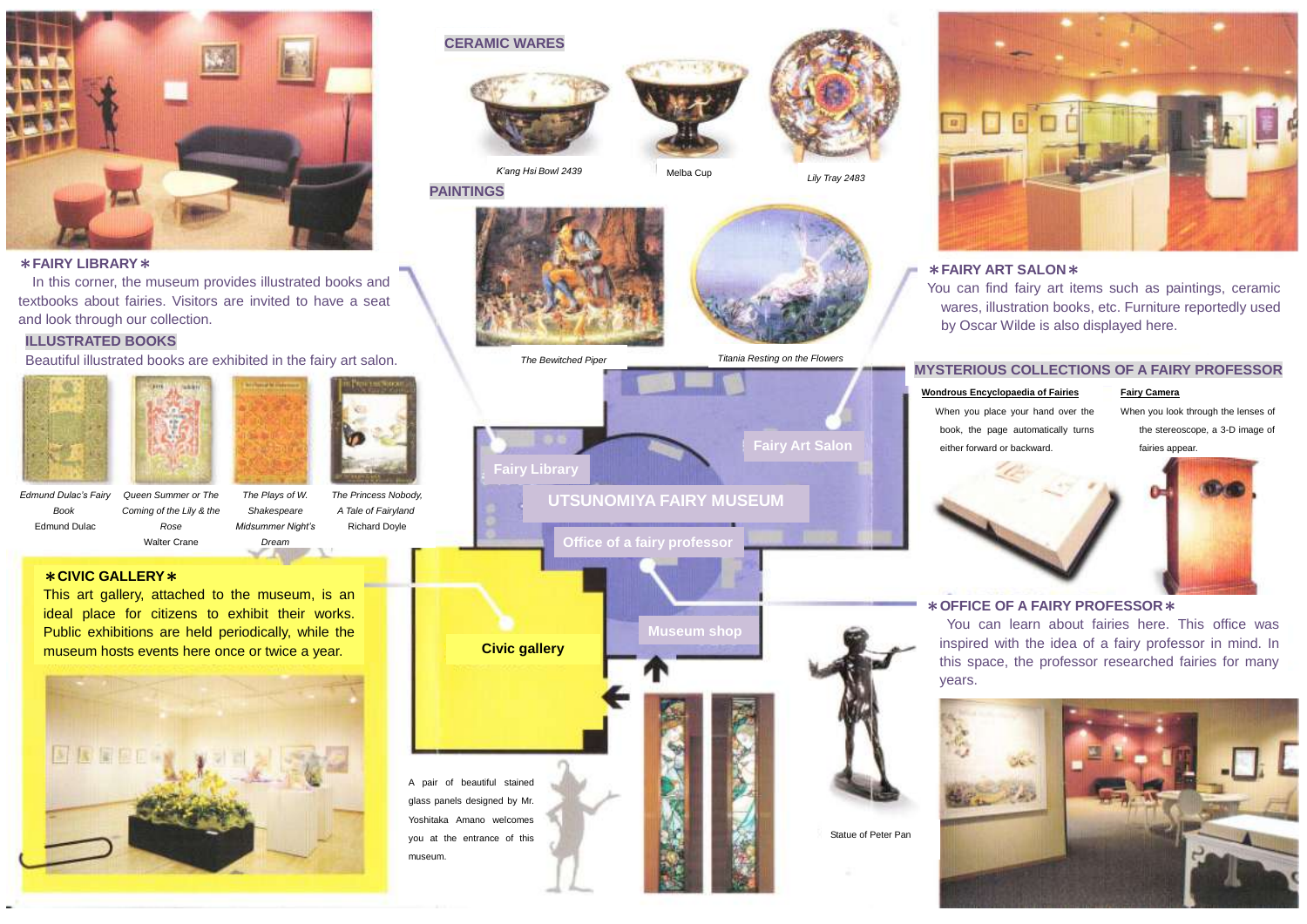## ＊FAIRY LIBRARY＊

In this corner, the museum provides illustrated books and textbooks about fairies. Visitors are invited to have a seat and look through our collection.

### ILLUSTRATED BOOKS

Beautiful illustrated books are exhibited in the fairy art salon.

*Edmund Dulac's Fairy Book*
Edmund Dulac

*Queen Summer or The Coming of the Lily & the Rose*
Walter Crane

*The Plays of W. Shakespeare Midsummer Night's Dream*

*The Princess Nobody, A Tale of Fairyland*
Richard Doyle

### CERAMIC WARES

*K'ang Hsi Bowl 2439*

Melba Cup

*Lily Tray 2483*

### PAINTINGS

*The Bewitched Piper*

*Titania Resting on the Flowers*

## ＊CIVIC GALLERY＊

This art gallery, attached to the museum, is an ideal place for citizens to exhibit their works. Public exhibitions are held periodically, while the museum hosts events here once or twice a year.

Fairy Library

Fairy Art Salon

UTSUNOMIYA FAIRY MUSEUM

Office of a fairy professor

Museum shop

Civic gallery

A pair of beautiful stained glass panels designed by Mr. Yoshitaka Amano welcomes you at the entrance of this museum.

Statue of Peter Pan

## ＊FAIRY ART SALON＊

You can find fairy art items such as paintings, ceramic wares, illustration books, etc. Furniture reportedly used by Oscar Wilde is also displayed here.

## MYSTERIOUS COLLECTIONS OF A FAIRY PROFESSOR

**Wondrous Encyclopaedia of Fairies**

When you place your hand over the book, the page automatically turns either forward or backward.

**Fairy Camera**

When you look through the lenses of the stereoscope, a 3-D image of fairies appear.

## ＊OFFICE OF A FAIRY PROFESSOR＊

You can learn about fairies here. This office was inspired with the idea of a fairy professor in mind. In this space, the professor researched fairies for many years.